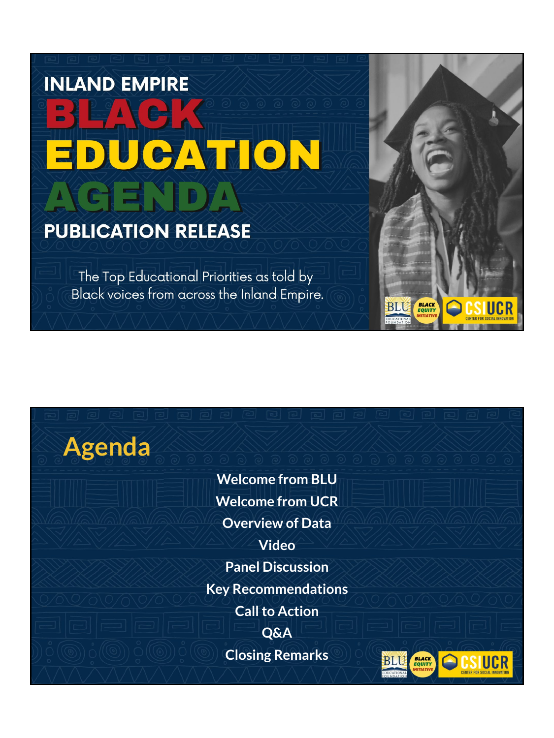# INLAND EMPIRE BLACK EDUCATION AGENDA

## PUBLICATION RELEASE

The Top Educational Priorities as told by Black voices from across the Inland Empire.

BLU EDUCATIONAL FOUNDATION | BLACK EQUITY INITIATIVE | CSI UCR CENTER FOR SOCIAL INNOVATION

## Agenda

- Welcome from BLU
- Welcome from UCR
- Overview of Data
- Video
- Panel Discussion
- Key Recommendations
- Call to Action
- Q&A
- Closing Remarks

BLU EDUCATIONAL FOUNDATION | BLACK EQUITY INITIATIVE | CSI UCR CENTER FOR SOCIAL INNOVATION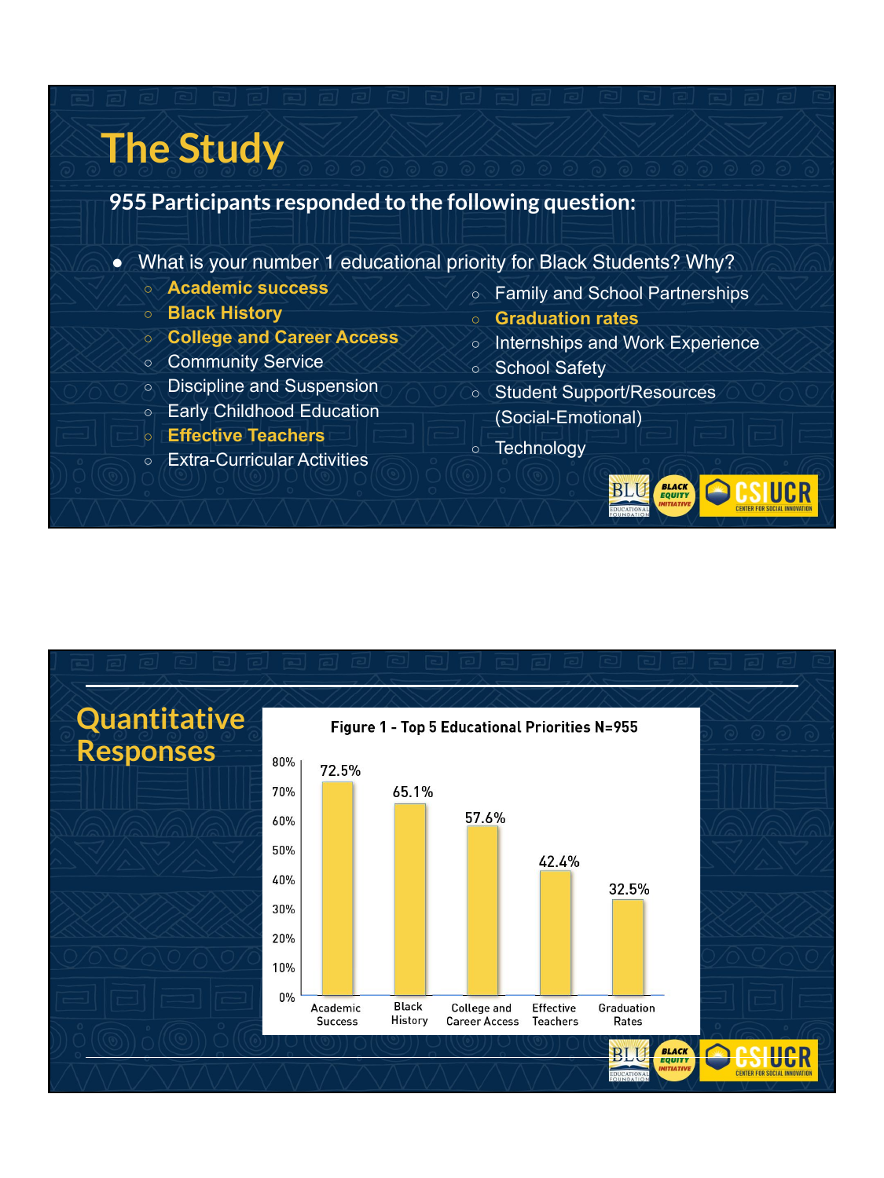# The Study

**955 Participants responded to the following question:**

- What is your number 1 educational priority for Black Students? Why?
  - **Academic success**
  - **Black History**
  - **College and Career Access**
  - Community Service
  - Discipline and Suspension
  - Early Childhood Education
  - **Effective Teachers**
  - Extra-Curricular Activities
  - Family and School Partnerships
  - **Graduation rates**
  - Internships and Work Experience
  - School Safety
  - Student Support/Resources (Social-Emotional)
  - Technology

# Quantitative Responses

**Figure 1 - Top 5 Educational Priorities N=955**

| Priority | Percentage |
|---|---|
| Academic Success | 72.5% |
| Black History | 65.1% |
| College and Career Access | 57.6% |
| Effective Teachers | 42.4% |
| Graduation Rates | 32.5% |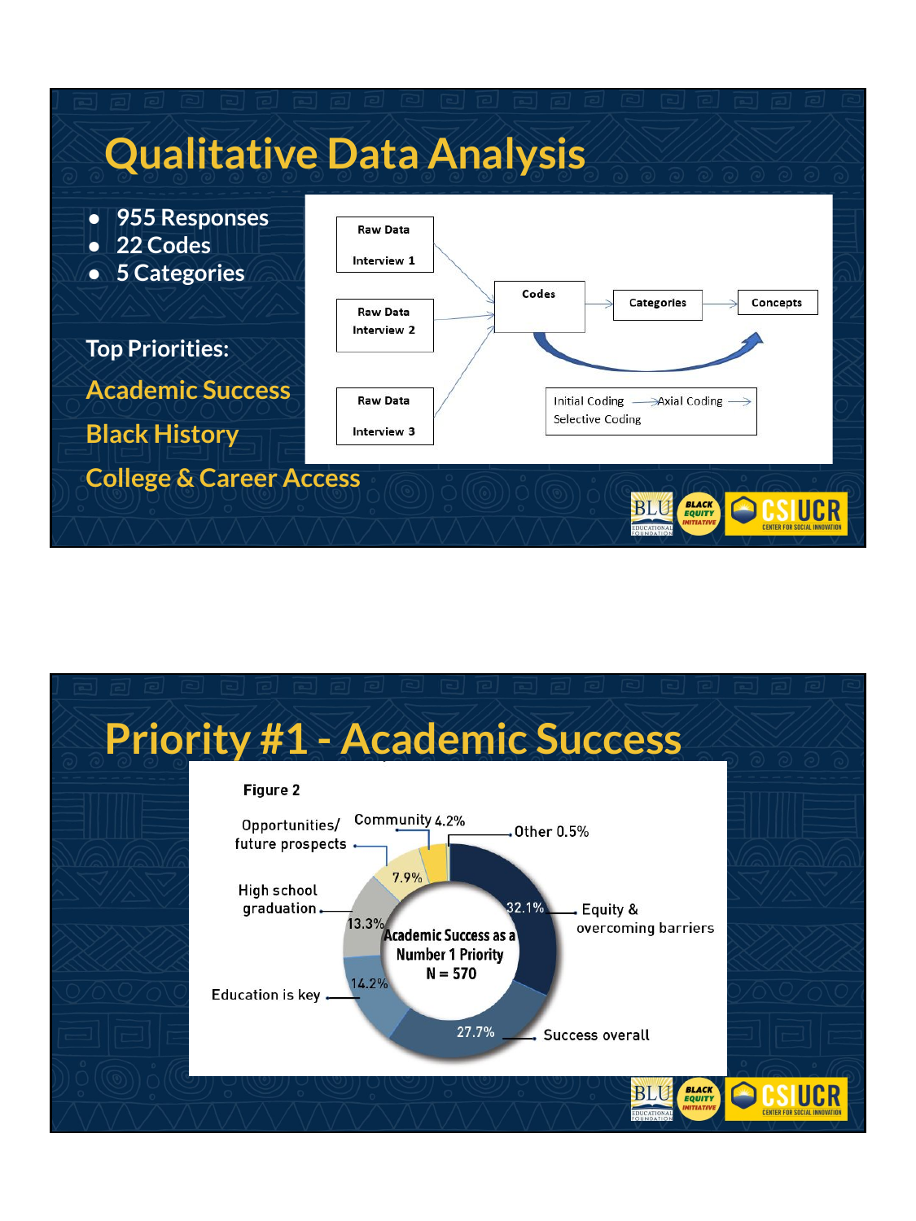# Qualitative Data Analysis

- 955 Responses
- 22 Codes
- 5 Categories

Top Priorities:

Academic Success

Black History

College & Career Access

Raw Data Interview 1

Raw Data Interview 2

Raw Data Interview 3

Codes → Categories → Concepts

Initial Coding → Axial Coding → Selective Coding

# Priority #1 - Academic Success

**Figure 2**

Academic Success as a Number 1 Priority
N = 570

| Category | Percentage |
| --- | --- |
| Equity & overcoming barriers | 32.1% |
| Success overall | 27.7% |
| Education is key | 14.2% |
| High school graduation | 13.3% |
| Opportunities/ future prospects | 7.9% |
| Community | 4.2% |
| Other | 0.5% |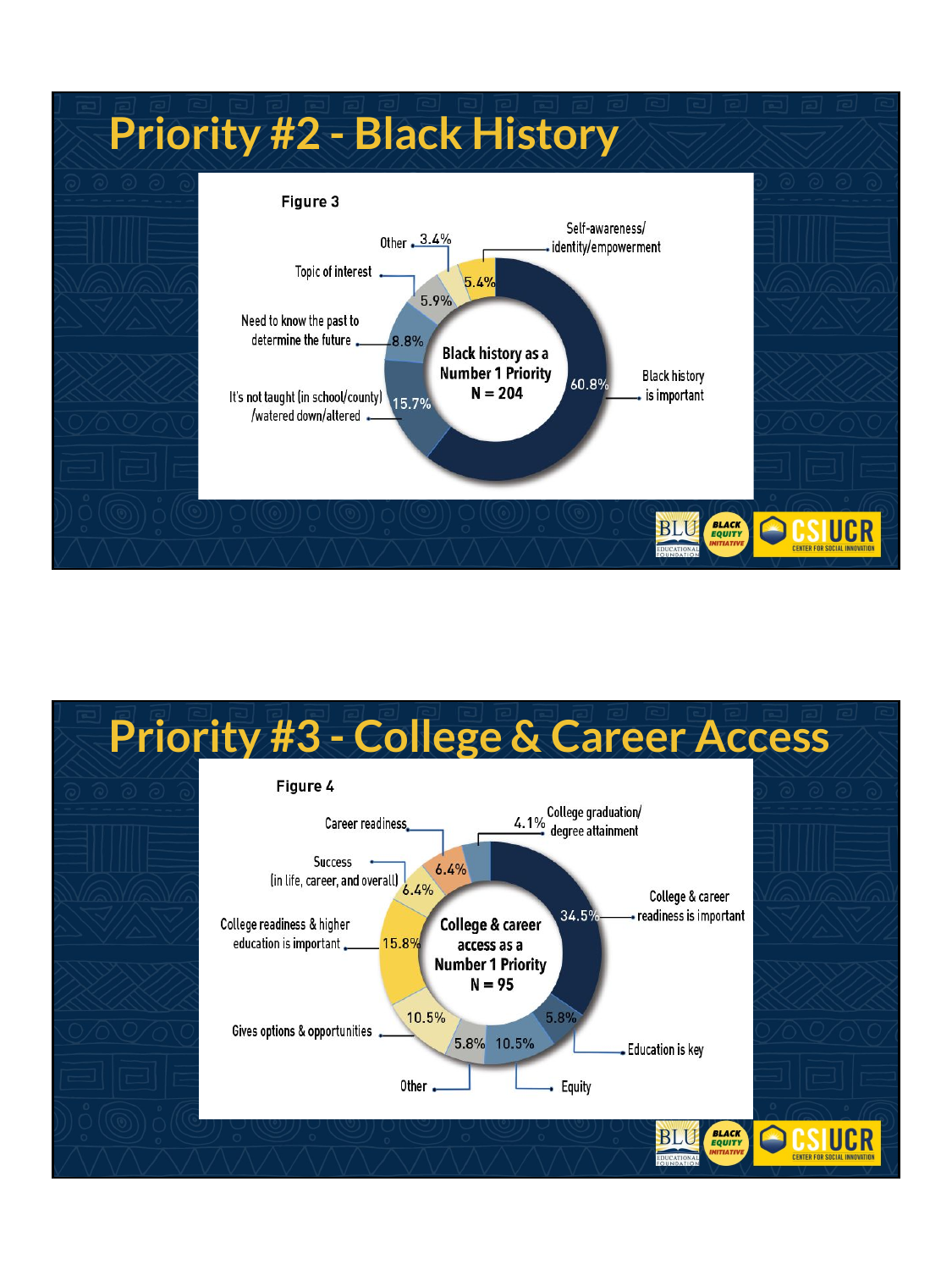# Priority #2 - Black History

Figure 3

| Black history as a Number 1 Priority (N = 204) | % |
|---|---|
| Black history is important | 60.8% |
| It's not taught (in school/county) /watered down/altered | 15.7% |
| Need to know the past to determine the future | 8.8% |
| Topic of interest | 5.9% |
| Self-awareness/ identity/empowerment | 5.4% |
| Other | 3.4% |

# Priority #3 - College & Career Access

Figure 4

| College & career access as a Number 1 Priority (N = 95) | % |
|---|---|
| College & career readiness is important | 34.5% |
| College readiness & higher education is important | 15.8% |
| Gives options & opportunities | 10.5% |
| Equity | 10.5% |
| Success (in life, career, and overall) | 6.4% |
| Career readiness | 6.4% |
| Education is key | 5.8% |
| Other | 5.8% |
| College graduation/ degree attainment | 4.1% |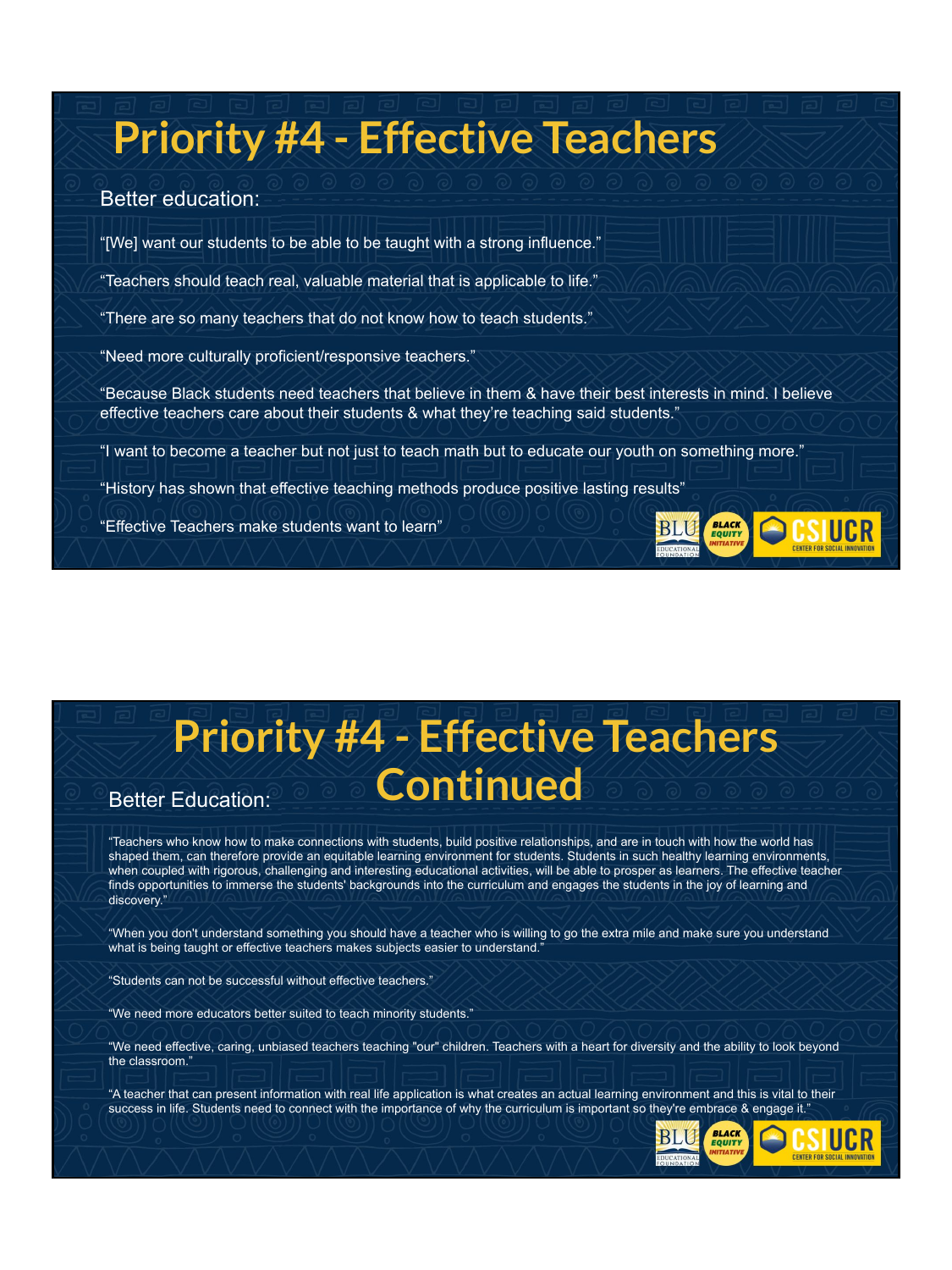# Priority #4 - Effective Teachers

Better education:

"[We] want our students to be able to be taught with a strong influence."

"Teachers should teach real, valuable material that is applicable to life."

"There are so many teachers that do not know how to teach students."

"Need more culturally proficient/responsive teachers."

"Because Black students need teachers that believe in them & have their best interests in mind. I believe effective teachers care about their students & what they're teaching said students."

"I want to become a teacher but not just to teach math but to educate our youth on something more."

"History has shown that effective teaching methods produce positive lasting results"

"Effective Teachers make students want to learn"

# Priority #4 - Effective Teachers Continued

Better Education:

"Teachers who know how to make connections with students, build positive relationships, and are in touch with how the world has shaped them, can therefore provide an equitable learning environment for students. Students in such healthy learning environments, when coupled with rigorous, challenging and interesting educational activities, will be able to prosper as learners. The effective teacher finds opportunities to immerse the students' backgrounds into the curriculum and engages the students in the joy of learning and discovery."

"When you don't understand something you should have a teacher who is willing to go the extra mile and make sure you understand what is being taught or effective teachers makes subjects easier to understand."

"Students can not be successful without effective teachers."

"We need more educators better suited to teach minority students."

"We need effective, caring, unbiased teachers teaching "our" children. Teachers with a heart for diversity and the ability to look beyond the classroom."

"A teacher that can present information with real life application is what creates an actual learning environment and this is vital to their success in life. Students need to connect with the importance of why the curriculum is important so they're embrace & engage it."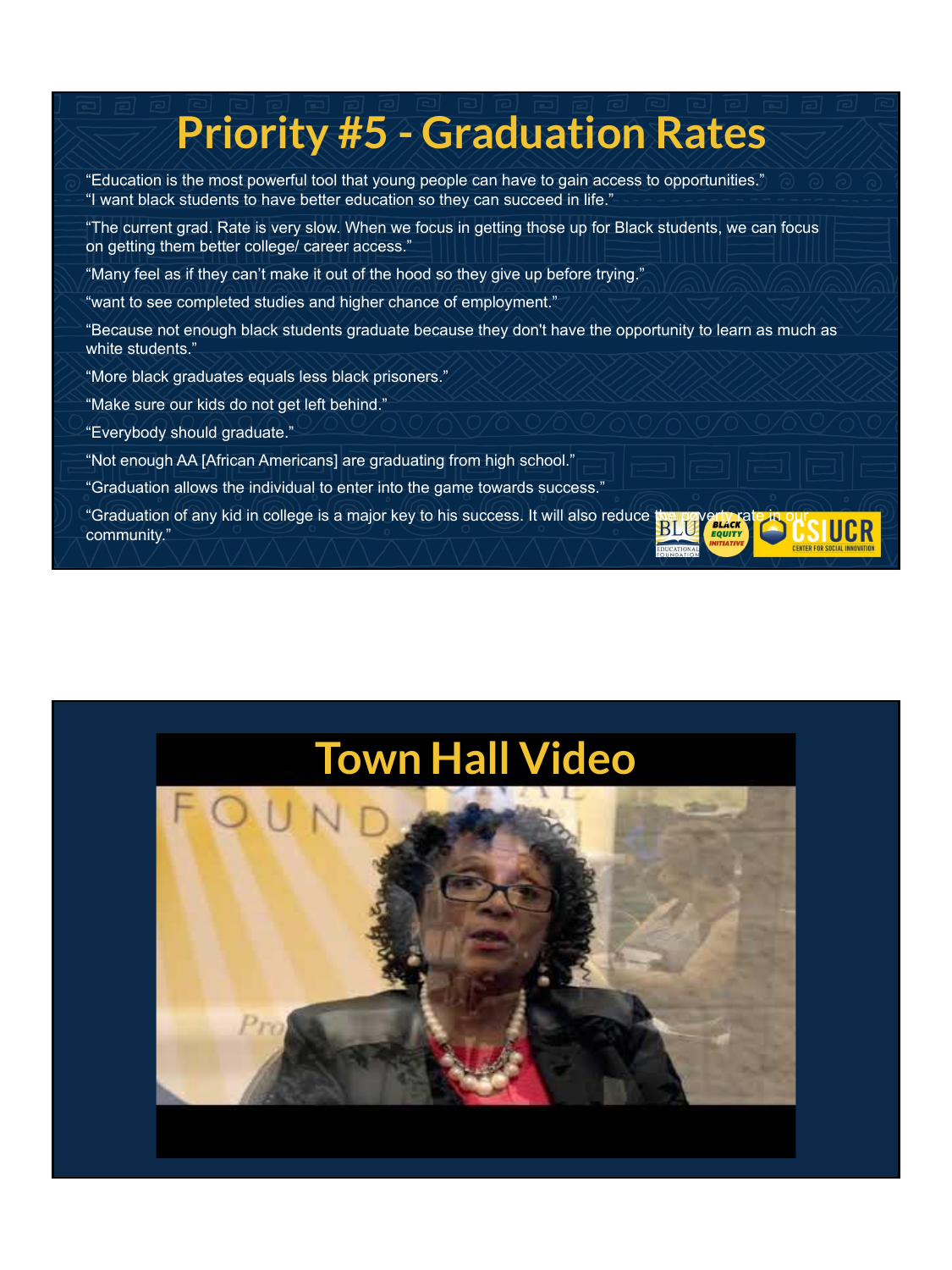# Priority #5 - Graduation Rates

"Education is the most powerful tool that young people can have to gain access to opportunities."
"I want black students to have better education so they can succeed in life."

"The current grad. Rate is very slow. When we focus in getting those up for Black students, we can focus on getting them better college/ career access."

"Many feel as if they can't make it out of the hood so they give up before trying."

"want to see completed studies and higher chance of employment."

"Because not enough black students graduate because they don't have the opportunity to learn as much as white students."

"More black graduates equals less black prisoners."

"Make sure our kids do not get left behind."

"Everybody should graduate."

"Not enough AA [African Americans] are graduating from high school."

"Graduation allows the individual to enter into the game towards success."

"Graduation of any kid in college is a major key to his success. It will also reduce the poverty rate in our community."

# Town Hall Video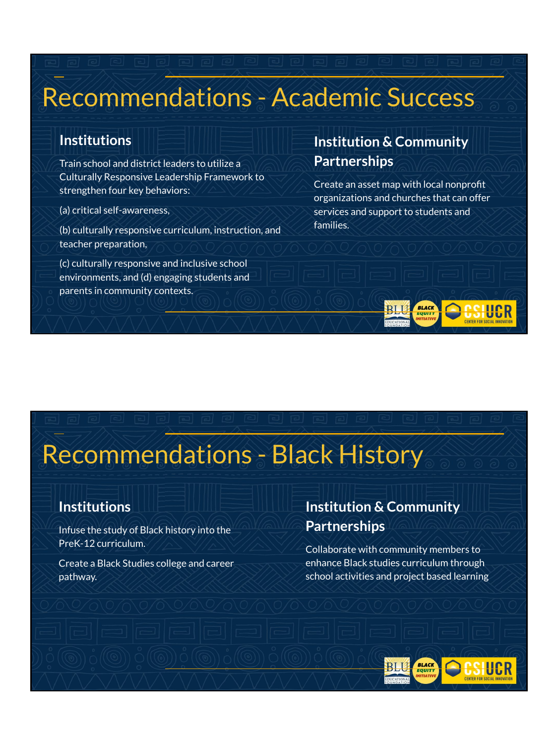# Recommendations - Academic Success

## Institutions

Train school and district leaders to utilize a Culturally Responsive Leadership Framework to strengthen four key behaviors:

(a) critical self-awareness,

(b) culturally responsive curriculum, instruction, and teacher preparation,

(c) culturally responsive and inclusive school environments, and (d) engaging students and parents in community contexts.

## Institution & Community Partnerships

Create an asset map with local nonprofit organizations and churches that can offer services and support to students and families.

# Recommendations - Black History

## Institutions

Infuse the study of Black history into the PreK-12 curriculum.

Create a Black Studies college and career pathway.

## Institution & Community Partnerships

Collaborate with community members to enhance Black studies curriculum through school activities and project based learning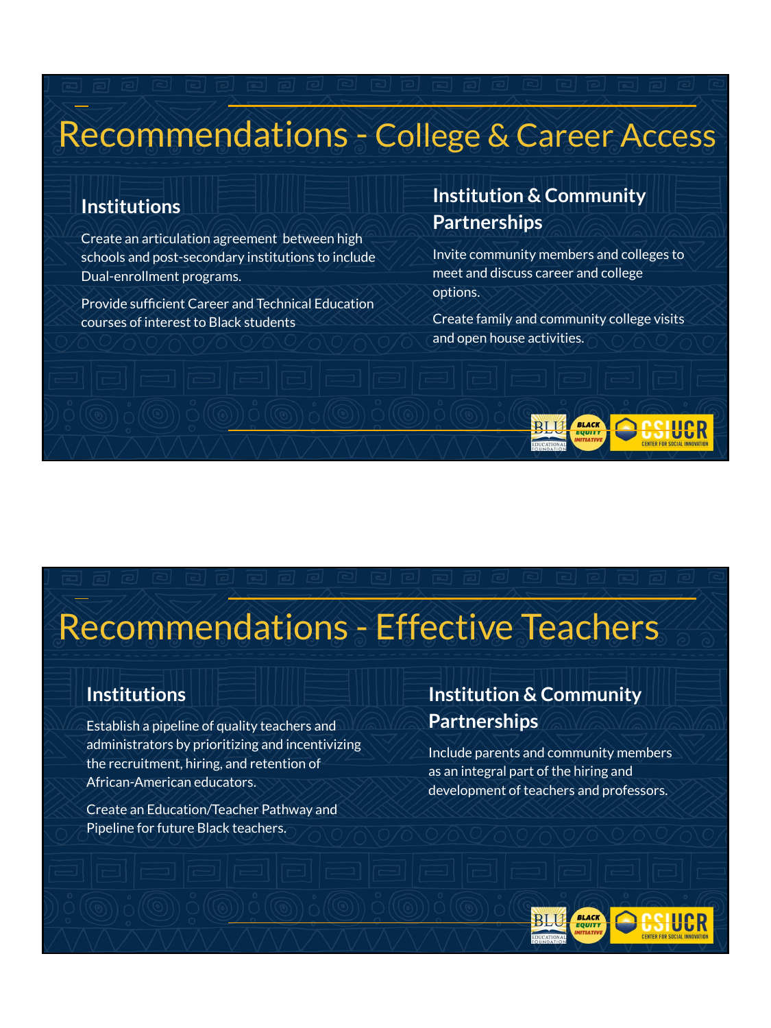# Recommendations - College & Career Access

## Institutions

Create an articulation agreement between high schools and post-secondary institutions to include Dual-enrollment programs.

Provide sufficient Career and Technical Education courses of interest to Black students

## Institution & Community Partnerships

Invite community members and colleges to meet and discuss career and college options.

Create family and community college visits and open house activities.

# Recommendations - Effective Teachers

## Institutions

Establish a pipeline of quality teachers and administrators by prioritizing and incentivizing the recruitment, hiring, and retention of African-American educators.

Create an Education/Teacher Pathway and Pipeline for future Black teachers.

## Institution & Community Partnerships

Include parents and community members as an integral part of the hiring and development of teachers and professors.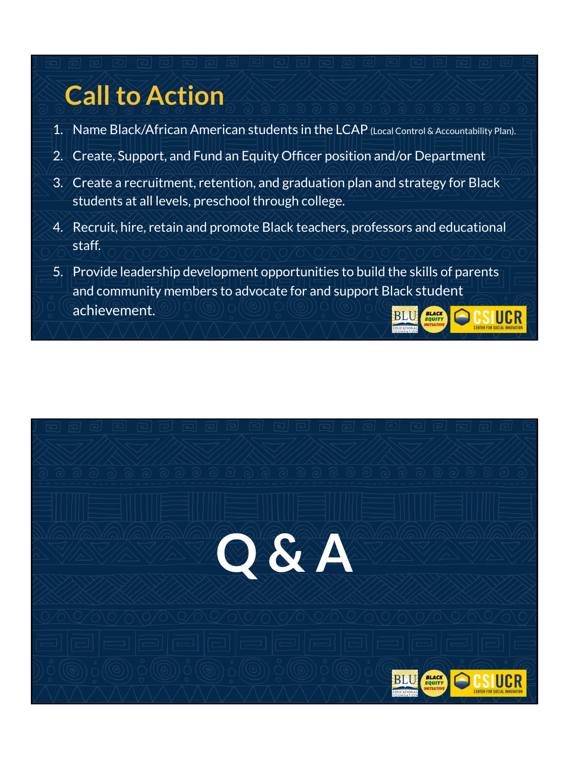## Call to Action

1. Name Black/African American students in the LCAP (Local Control & Accountability Plan).
2. Create, Support, and Fund an Equity Officer position and/or Department
3. Create a recruitment, retention, and graduation plan and strategy for Black students at all levels, preschool through college.
4. Recruit, hire, retain and promote Black teachers, professors and educational staff.
5. Provide leadership development opportunities to build the skills of parents and community members to advocate for and support Black student achievement.

# Q & A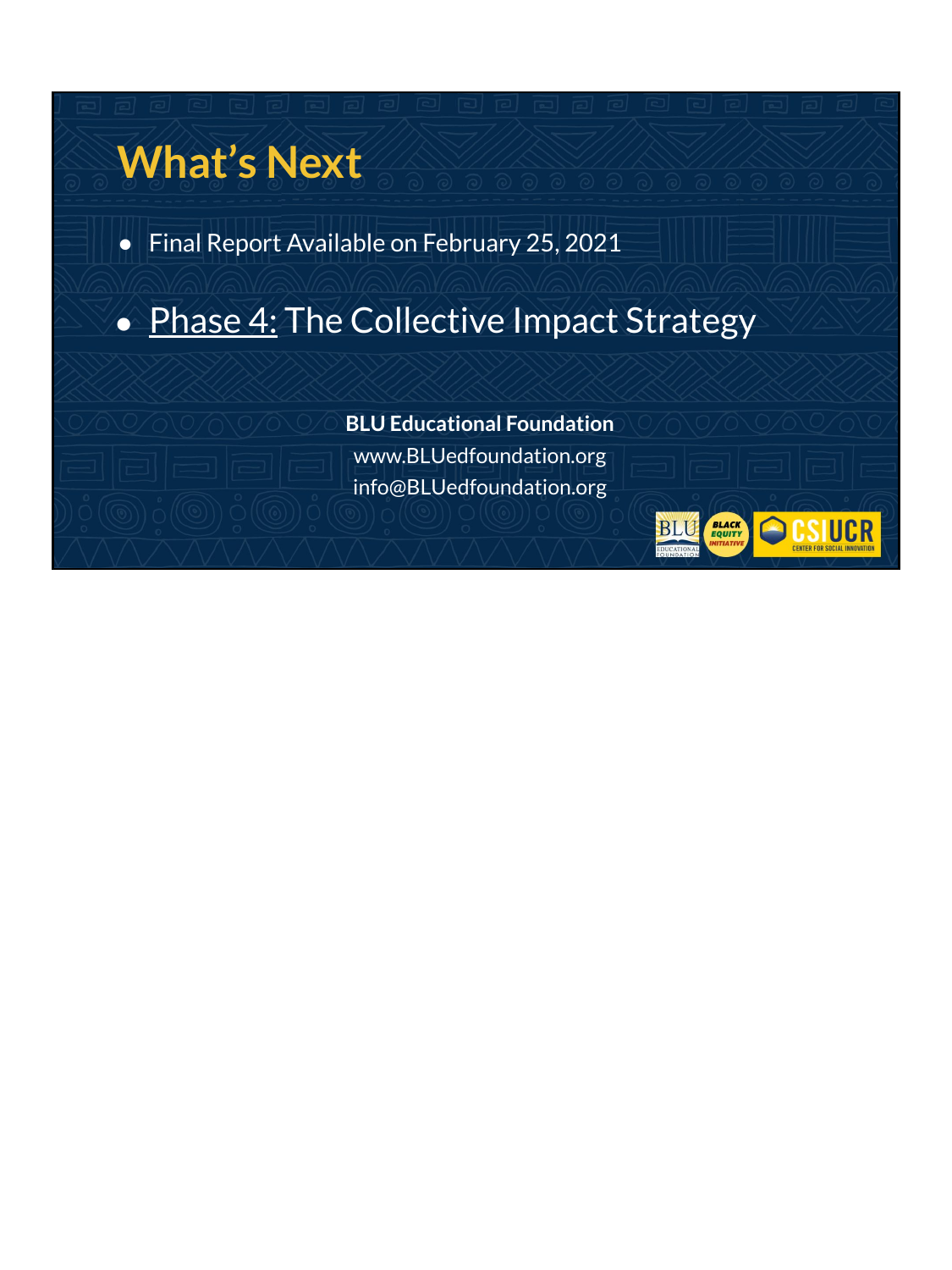# What's Next

- Final Report Available on February 25, 2021
- Phase 4: The Collective Impact Strategy

**BLU Educational Foundation**

www.BLUedfoundation.org

info@BLUedfoundation.org